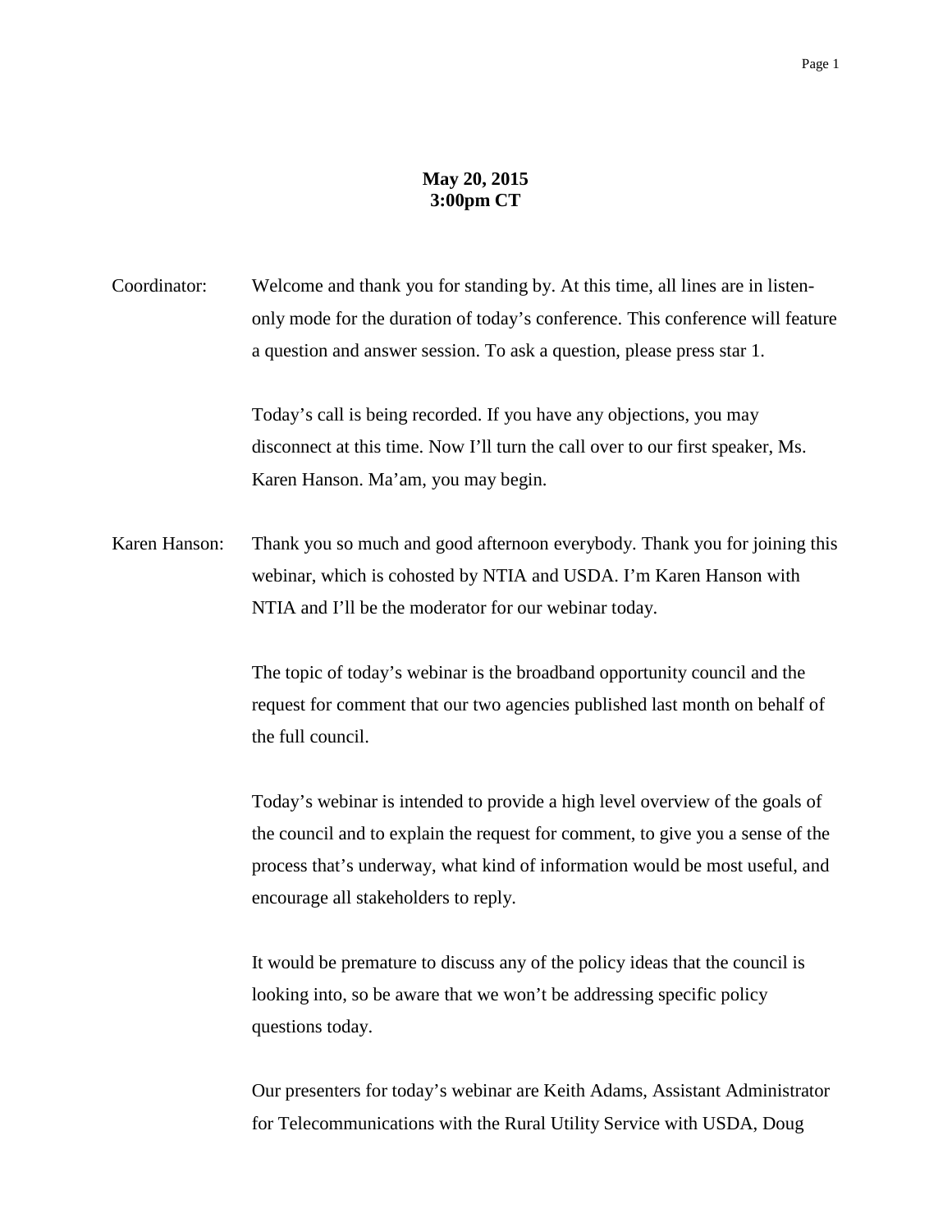**May 20, 2015**
**3:00pm CT**

Coordinator: Welcome and thank you for standing by. At this time, all lines are in listen-only mode for the duration of today's conference. This conference will feature a question and answer session. To ask a question, please press star 1.

Today's call is being recorded. If you have any objections, you may disconnect at this time. Now I'll turn the call over to our first speaker, Ms. Karen Hanson. Ma'am, you may begin.

Karen Hanson: Thank you so much and good afternoon everybody. Thank you for joining this webinar, which is cohosted by NTIA and USDA. I'm Karen Hanson with NTIA and I'll be the moderator for our webinar today.

The topic of today's webinar is the broadband opportunity council and the request for comment that our two agencies published last month on behalf of the full council.

Today's webinar is intended to provide a high level overview of the goals of the council and to explain the request for comment, to give you a sense of the process that's underway, what kind of information would be most useful, and encourage all stakeholders to reply.

It would be premature to discuss any of the policy ideas that the council is looking into, so be aware that we won't be addressing specific policy questions today.

Our presenters for today's webinar are Keith Adams, Assistant Administrator for Telecommunications with the Rural Utility Service with USDA, Doug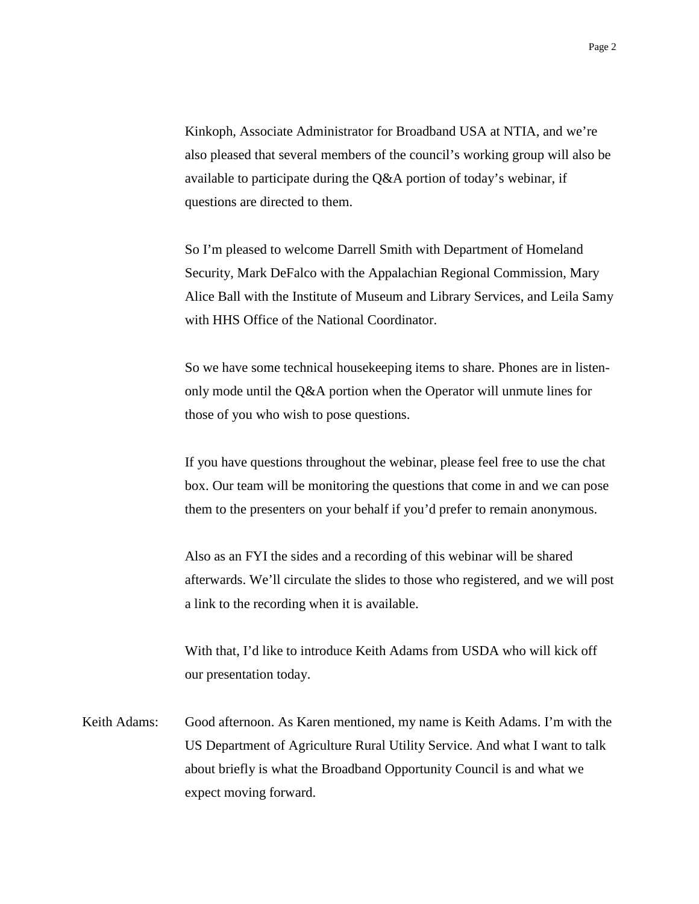Kinkoph, Associate Administrator for Broadband USA at NTIA, and we're also pleased that several members of the council's working group will also be available to participate during the Q&A portion of today's webinar, if questions are directed to them.

So I'm pleased to welcome Darrell Smith with Department of Homeland Security, Mark DeFalco with the Appalachian Regional Commission, Mary Alice Ball with the Institute of Museum and Library Services, and Leila Samy with HHS Office of the National Coordinator.

So we have some technical housekeeping items to share. Phones are in listen-only mode until the Q&A portion when the Operator will unmute lines for those of you who wish to pose questions.

If you have questions throughout the webinar, please feel free to use the chat box. Our team will be monitoring the questions that come in and we can pose them to the presenters on your behalf if you'd prefer to remain anonymous.

Also as an FYI the sides and a recording of this webinar will be shared afterwards. We'll circulate the slides to those who registered, and we will post a link to the recording when it is available.

With that, I'd like to introduce Keith Adams from USDA who will kick off our presentation today.

Keith Adams: Good afternoon. As Karen mentioned, my name is Keith Adams. I'm with the US Department of Agriculture Rural Utility Service. And what I want to talk about briefly is what the Broadband Opportunity Council is and what we expect moving forward.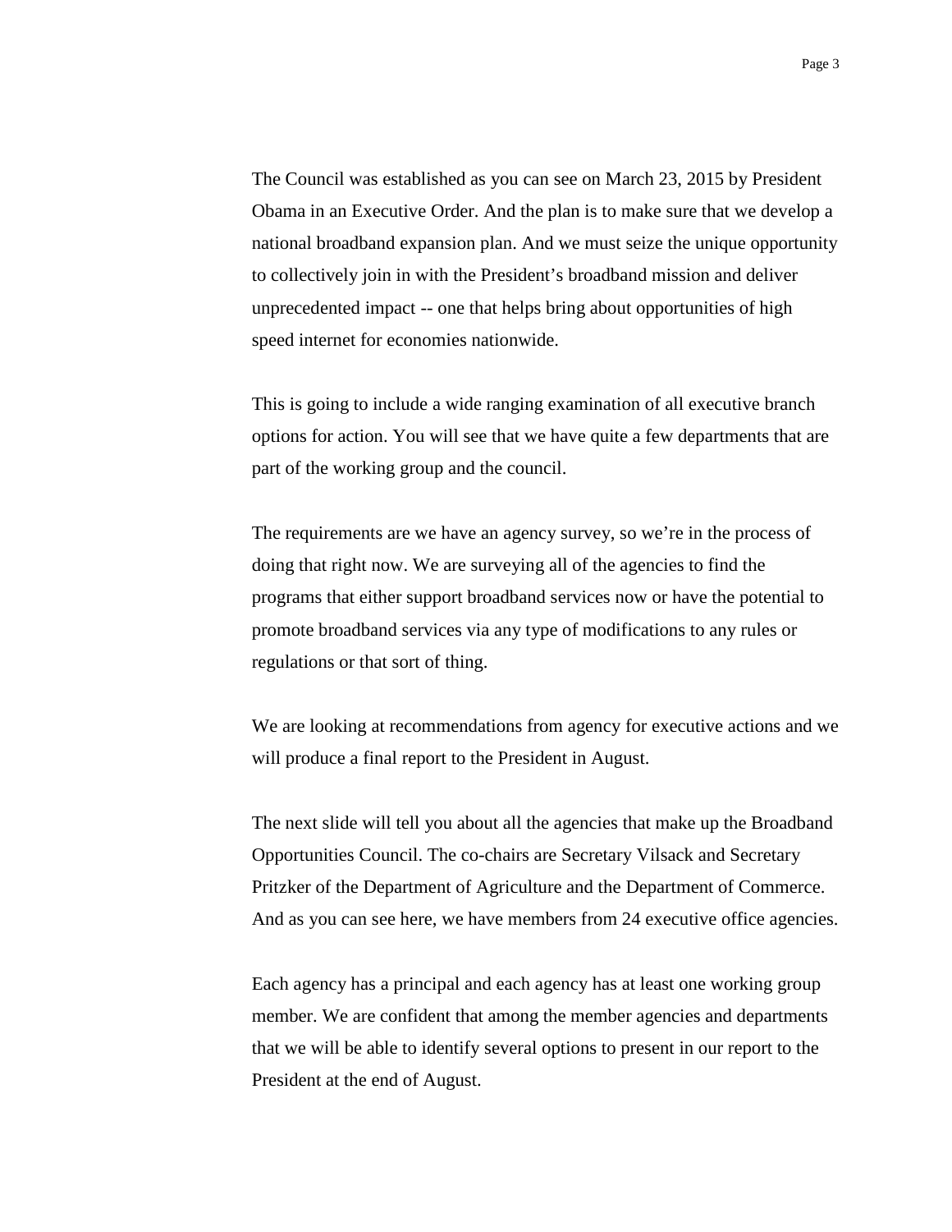The Council was established as you can see on March 23, 2015 by President Obama in an Executive Order. And the plan is to make sure that we develop a national broadband expansion plan. And we must seize the unique opportunity to collectively join in with the President's broadband mission and deliver unprecedented impact -- one that helps bring about opportunities of high speed internet for economies nationwide.

This is going to include a wide ranging examination of all executive branch options for action. You will see that we have quite a few departments that are part of the working group and the council.

The requirements are we have an agency survey, so we're in the process of doing that right now. We are surveying all of the agencies to find the programs that either support broadband services now or have the potential to promote broadband services via any type of modifications to any rules or regulations or that sort of thing.

We are looking at recommendations from agency for executive actions and we will produce a final report to the President in August.

The next slide will tell you about all the agencies that make up the Broadband Opportunities Council. The co-chairs are Secretary Vilsack and Secretary Pritzker of the Department of Agriculture and the Department of Commerce. And as you can see here, we have members from 24 executive office agencies.

Each agency has a principal and each agency has at least one working group member. We are confident that among the member agencies and departments that we will be able to identify several options to present in our report to the President at the end of August.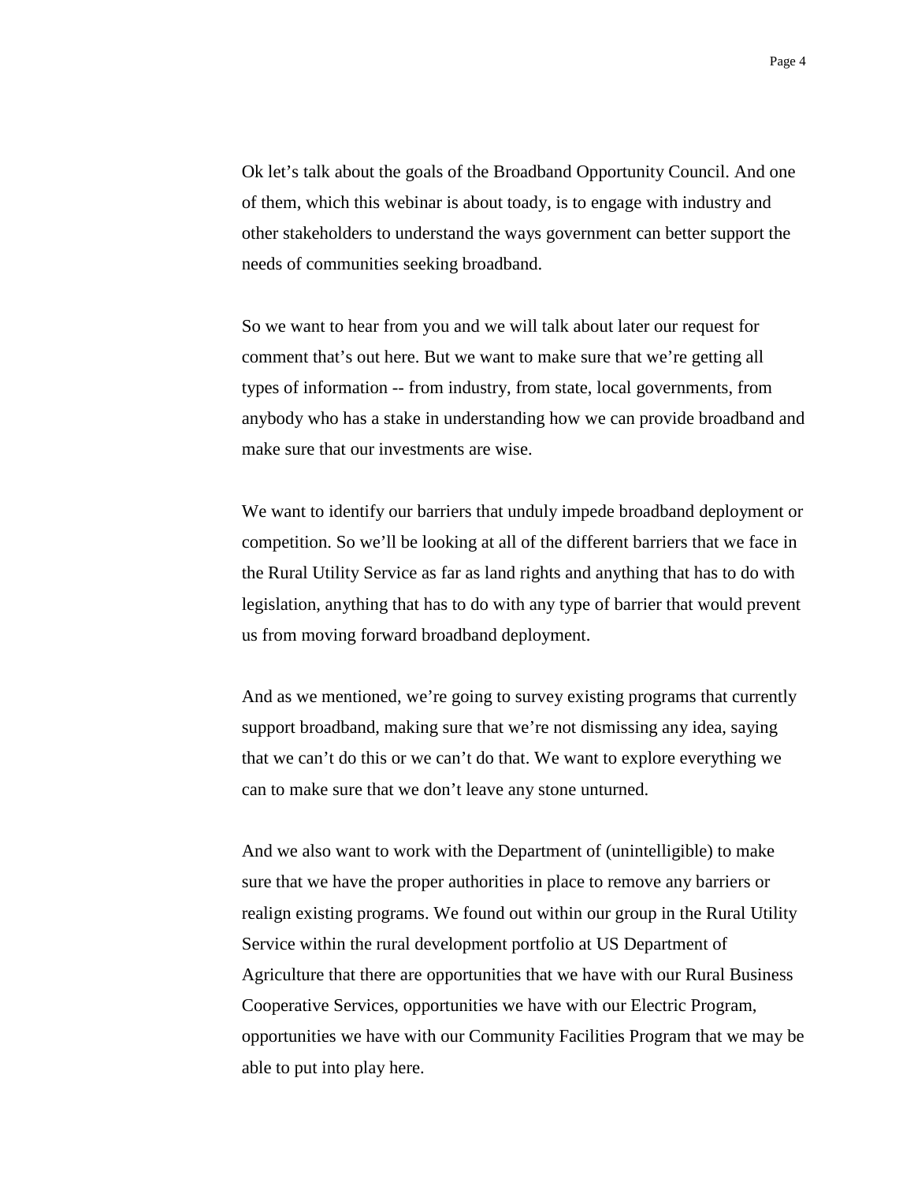Ok let's talk about the goals of the Broadband Opportunity Council. And one of them, which this webinar is about toady, is to engage with industry and other stakeholders to understand the ways government can better support the needs of communities seeking broadband.

So we want to hear from you and we will talk about later our request for comment that's out here. But we want to make sure that we're getting all types of information -- from industry, from state, local governments, from anybody who has a stake in understanding how we can provide broadband and make sure that our investments are wise.

We want to identify our barriers that unduly impede broadband deployment or competition. So we'll be looking at all of the different barriers that we face in the Rural Utility Service as far as land rights and anything that has to do with legislation, anything that has to do with any type of barrier that would prevent us from moving forward broadband deployment.

And as we mentioned, we're going to survey existing programs that currently support broadband, making sure that we're not dismissing any idea, saying that we can't do this or we can't do that. We want to explore everything we can to make sure that we don't leave any stone unturned.

And we also want to work with the Department of (unintelligible) to make sure that we have the proper authorities in place to remove any barriers or realign existing programs. We found out within our group in the Rural Utility Service within the rural development portfolio at US Department of Agriculture that there are opportunities that we have with our Rural Business Cooperative Services, opportunities we have with our Electric Program, opportunities we have with our Community Facilities Program that we may be able to put into play here.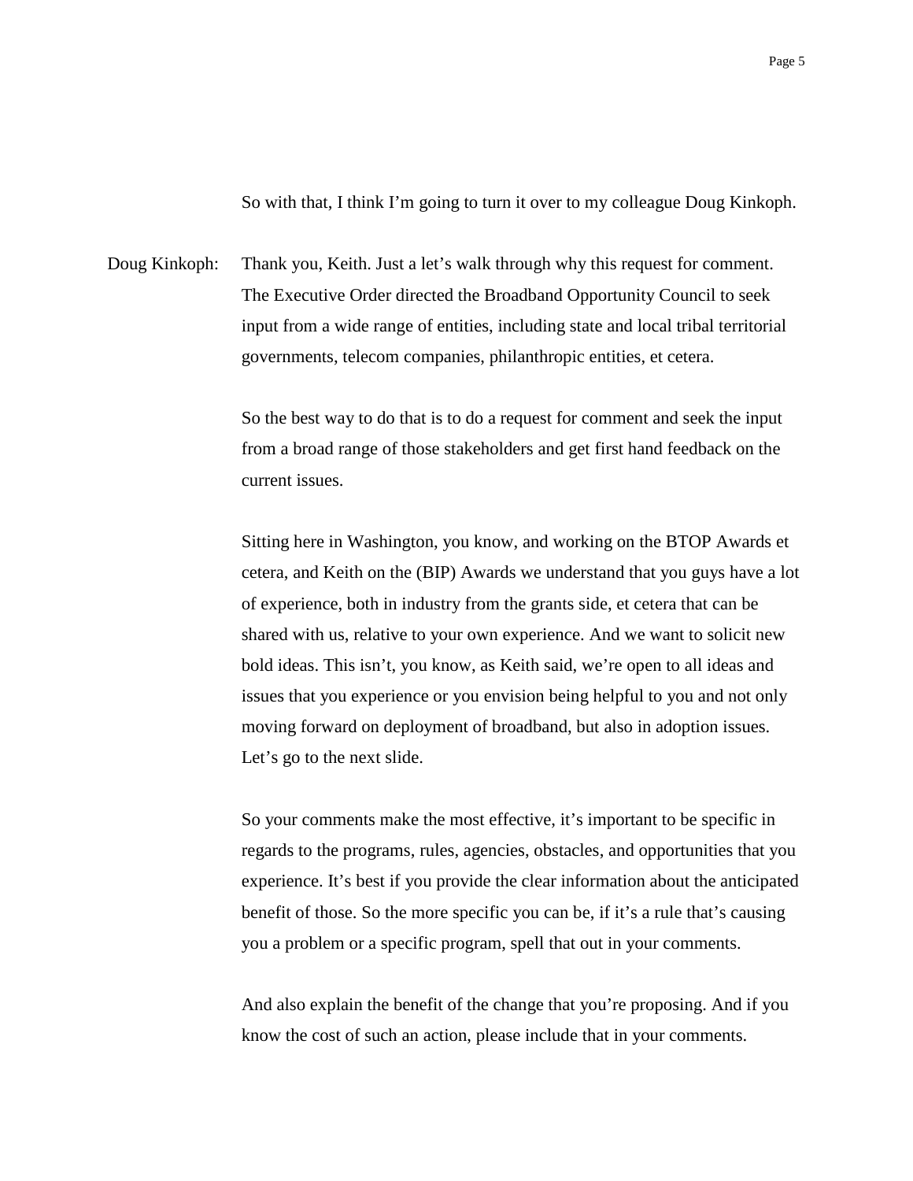So with that, I think I'm going to turn it over to my colleague Doug Kinkoph.

Doug Kinkoph: Thank you, Keith. Just a let's walk through why this request for comment. The Executive Order directed the Broadband Opportunity Council to seek input from a wide range of entities, including state and local tribal territorial governments, telecom companies, philanthropic entities, et cetera.

So the best way to do that is to do a request for comment and seek the input from a broad range of those stakeholders and get first hand feedback on the current issues.

Sitting here in Washington, you know, and working on the BTOP Awards et cetera, and Keith on the (BIP) Awards we understand that you guys have a lot of experience, both in industry from the grants side, et cetera that can be shared with us, relative to your own experience. And we want to solicit new bold ideas. This isn't, you know, as Keith said, we're open to all ideas and issues that you experience or you envision being helpful to you and not only moving forward on deployment of broadband, but also in adoption issues. Let's go to the next slide.

So your comments make the most effective, it's important to be specific in regards to the programs, rules, agencies, obstacles, and opportunities that you experience. It's best if you provide the clear information about the anticipated benefit of those. So the more specific you can be, if it's a rule that's causing you a problem or a specific program, spell that out in your comments.

And also explain the benefit of the change that you're proposing. And if you know the cost of such an action, please include that in your comments.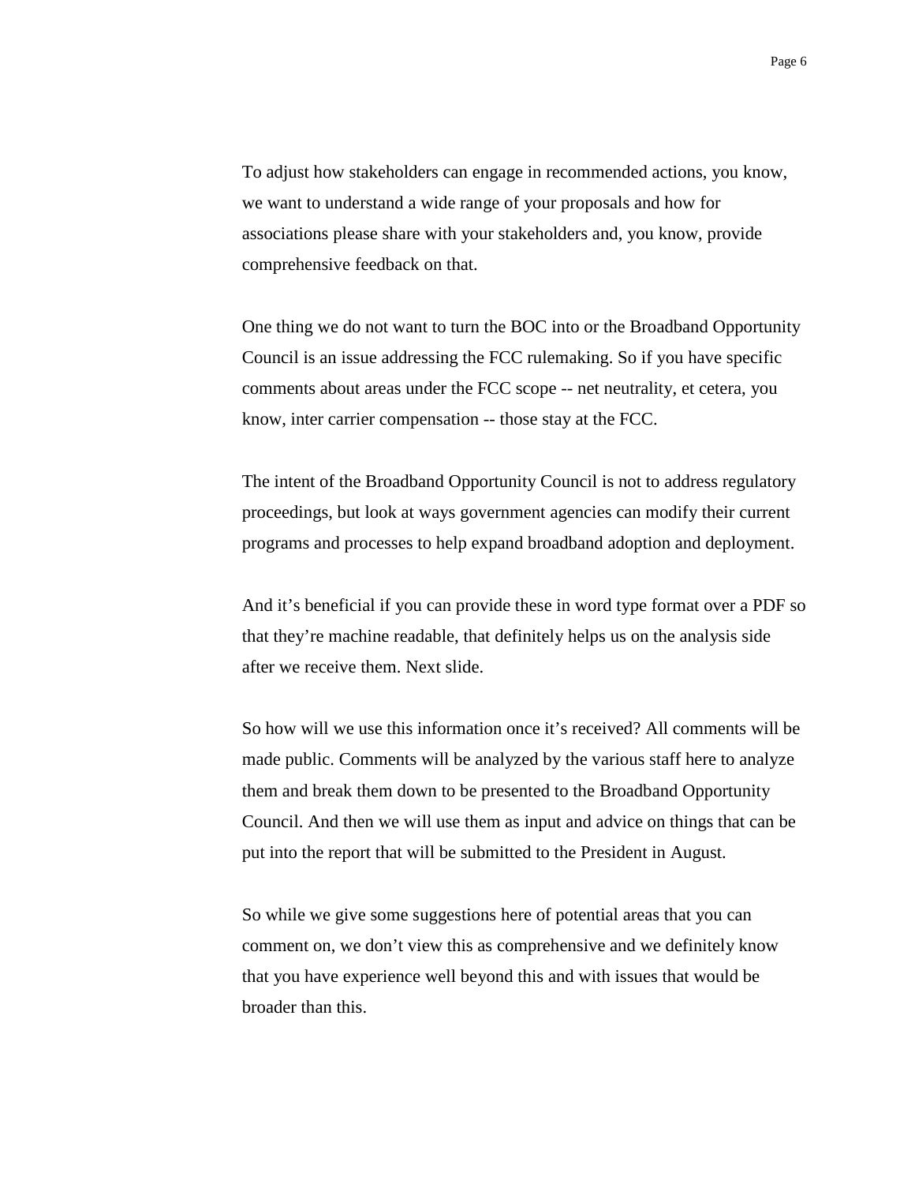To adjust how stakeholders can engage in recommended actions, you know, we want to understand a wide range of your proposals and how for associations please share with your stakeholders and, you know, provide comprehensive feedback on that.

One thing we do not want to turn the BOC into or the Broadband Opportunity Council is an issue addressing the FCC rulemaking. So if you have specific comments about areas under the FCC scope -- net neutrality, et cetera, you know, inter carrier compensation -- those stay at the FCC.

The intent of the Broadband Opportunity Council is not to address regulatory proceedings, but look at ways government agencies can modify their current programs and processes to help expand broadband adoption and deployment.

And it's beneficial if you can provide these in word type format over a PDF so that they're machine readable, that definitely helps us on the analysis side after we receive them. Next slide.

So how will we use this information once it's received? All comments will be made public. Comments will be analyzed by the various staff here to analyze them and break them down to be presented to the Broadband Opportunity Council. And then we will use them as input and advice on things that can be put into the report that will be submitted to the President in August.

So while we give some suggestions here of potential areas that you can comment on, we don't view this as comprehensive and we definitely know that you have experience well beyond this and with issues that would be broader than this.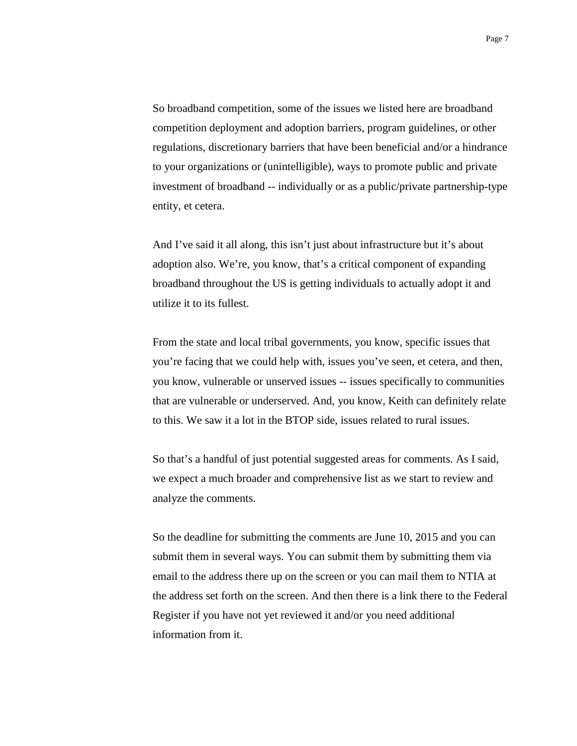So broadband competition, some of the issues we listed here are broadband competition deployment and adoption barriers, program guidelines, or other regulations, discretionary barriers that have been beneficial and/or a hindrance to your organizations or (unintelligible), ways to promote public and private investment of broadband -- individually or as a public/private partnership-type entity, et cetera.

And I've said it all along, this isn't just about infrastructure but it's about adoption also. We're, you know, that's a critical component of expanding broadband throughout the US is getting individuals to actually adopt it and utilize it to its fullest.

From the state and local tribal governments, you know, specific issues that you're facing that we could help with, issues you've seen, et cetera, and then, you know, vulnerable or unserved issues -- issues specifically to communities that are vulnerable or underserved. And, you know, Keith can definitely relate to this. We saw it a lot in the BTOP side, issues related to rural issues.

So that's a handful of just potential suggested areas for comments. As I said, we expect a much broader and comprehensive list as we start to review and analyze the comments.

So the deadline for submitting the comments are June 10, 2015 and you can submit them in several ways. You can submit them by submitting them via email to the address there up on the screen or you can mail them to NTIA at the address set forth on the screen. And then there is a link there to the Federal Register if you have not yet reviewed it and/or you need additional information from it.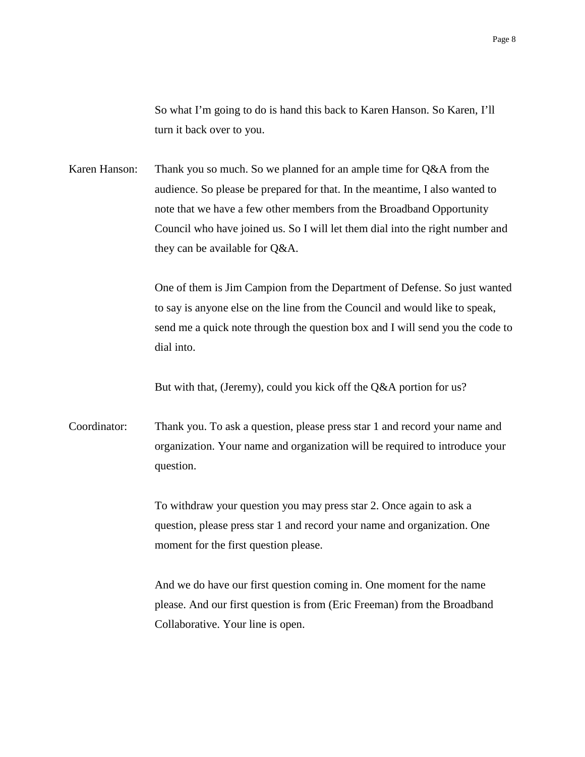So what I'm going to do is hand this back to Karen Hanson. So Karen, I'll turn it back over to you.

Karen Hanson: Thank you so much. So we planned for an ample time for Q&A from the audience. So please be prepared for that. In the meantime, I also wanted to note that we have a few other members from the Broadband Opportunity Council who have joined us. So I will let them dial into the right number and they can be available for Q&A.

One of them is Jim Campion from the Department of Defense. So just wanted to say is anyone else on the line from the Council and would like to speak, send me a quick note through the question box and I will send you the code to dial into.

But with that, (Jeremy), could you kick off the Q&A portion for us?

Coordinator: Thank you. To ask a question, please press star 1 and record your name and organization. Your name and organization will be required to introduce your question.

To withdraw your question you may press star 2. Once again to ask a question, please press star 1 and record your name and organization. One moment for the first question please.

And we do have our first question coming in. One moment for the name please. And our first question is from (Eric Freeman) from the Broadband Collaborative. Your line is open.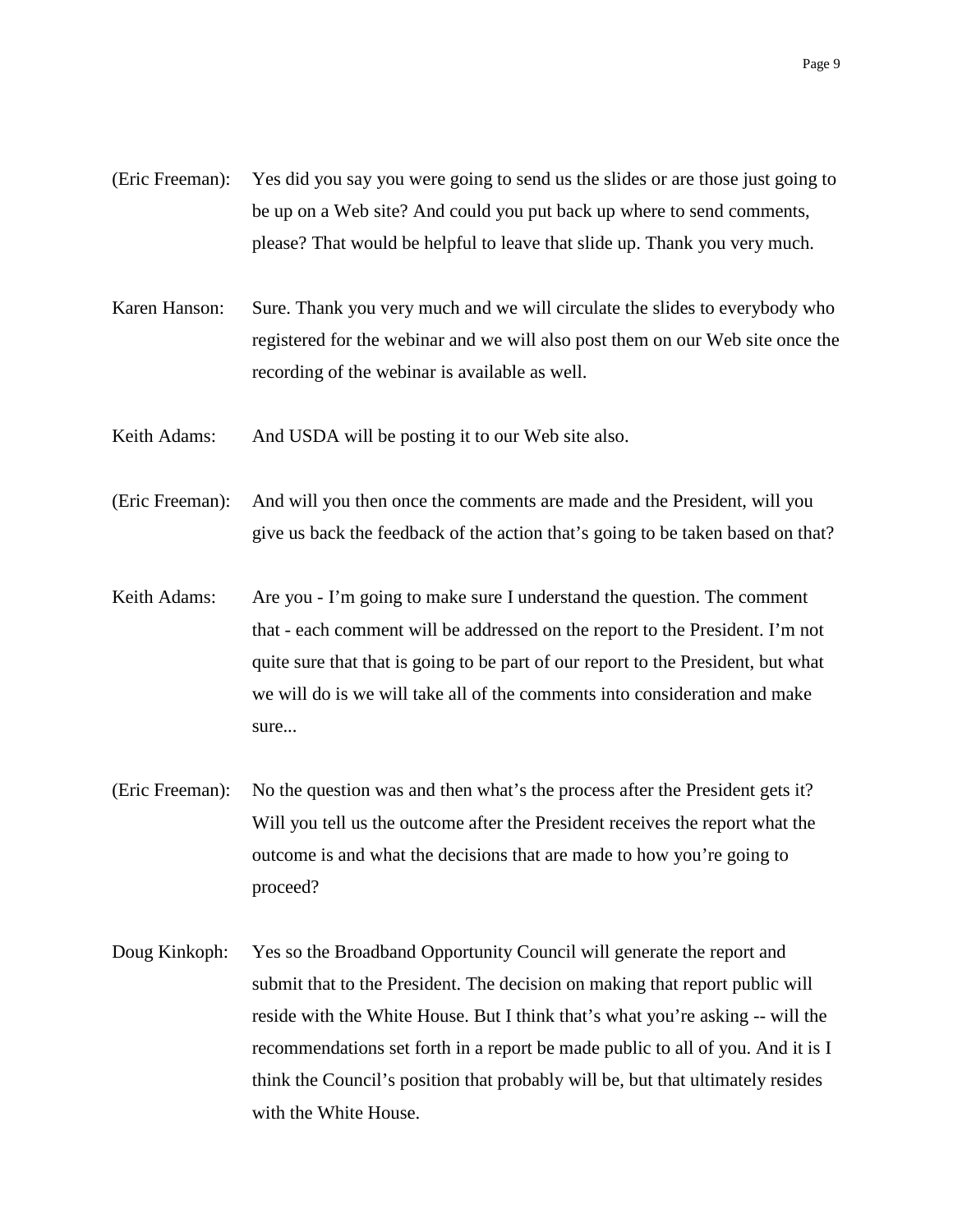(Eric Freeman): Yes did you say you were going to send us the slides or are those just going to be up on a Web site? And could you put back up where to send comments, please? That would be helpful to leave that slide up. Thank you very much.

Karen Hanson: Sure. Thank you very much and we will circulate the slides to everybody who registered for the webinar and we will also post them on our Web site once the recording of the webinar is available as well.

Keith Adams: And USDA will be posting it to our Web site also.

(Eric Freeman): And will you then once the comments are made and the President, will you give us back the feedback of the action that's going to be taken based on that?

Keith Adams: Are you - I'm going to make sure I understand the question. The comment that - each comment will be addressed on the report to the President. I'm not quite sure that that is going to be part of our report to the President, but what we will do is we will take all of the comments into consideration and make sure...

(Eric Freeman): No the question was and then what's the process after the President gets it? Will you tell us the outcome after the President receives the report what the outcome is and what the decisions that are made to how you're going to proceed?

Doug Kinkoph: Yes so the Broadband Opportunity Council will generate the report and submit that to the President. The decision on making that report public will reside with the White House. But I think that's what you're asking -- will the recommendations set forth in a report be made public to all of you. And it is I think the Council's position that probably will be, but that ultimately resides with the White House.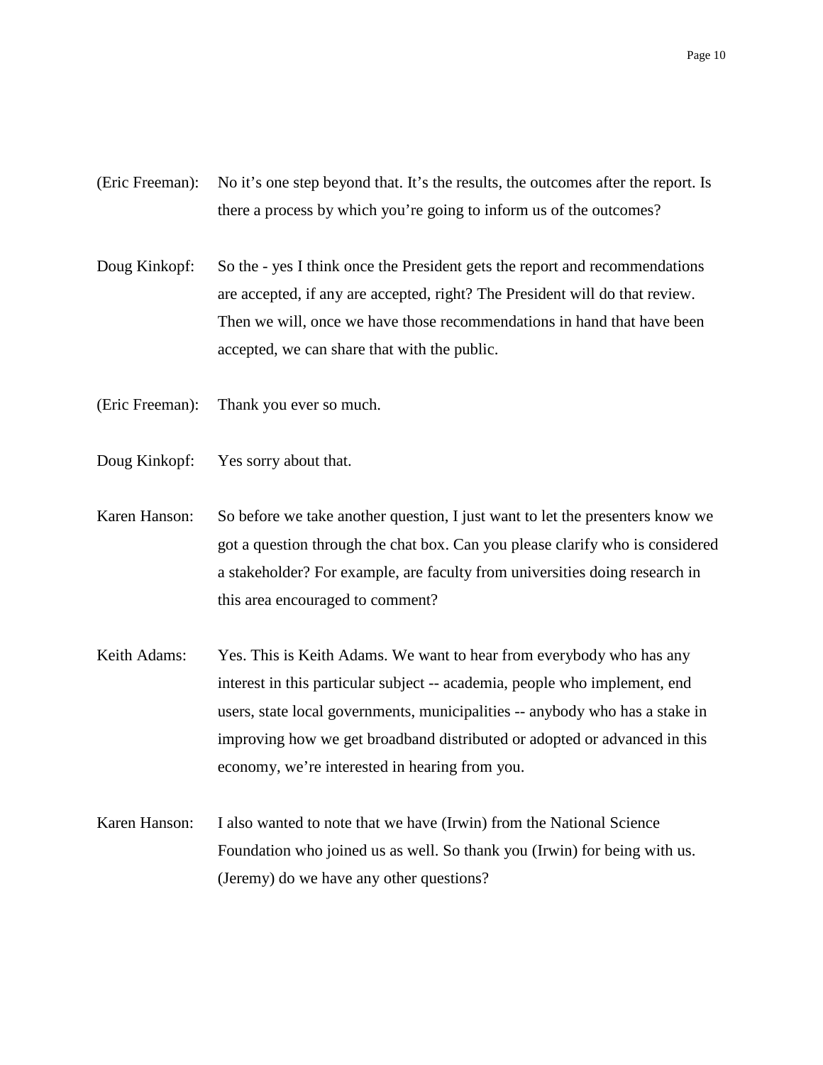(Eric Freeman): No it's one step beyond that. It's the results, the outcomes after the report. Is there a process by which you're going to inform us of the outcomes?

Doug Kinkopf: So the - yes I think once the President gets the report and recommendations are accepted, if any are accepted, right? The President will do that review. Then we will, once we have those recommendations in hand that have been accepted, we can share that with the public.

(Eric Freeman): Thank you ever so much.

Doug Kinkopf: Yes sorry about that.

Karen Hanson: So before we take another question, I just want to let the presenters know we got a question through the chat box. Can you please clarify who is considered a stakeholder? For example, are faculty from universities doing research in this area encouraged to comment?

Keith Adams: Yes. This is Keith Adams. We want to hear from everybody who has any interest in this particular subject -- academia, people who implement, end users, state local governments, municipalities -- anybody who has a stake in improving how we get broadband distributed or adopted or advanced in this economy, we're interested in hearing from you.

Karen Hanson: I also wanted to note that we have (Irwin) from the National Science Foundation who joined us as well. So thank you (Irwin) for being with us. (Jeremy) do we have any other questions?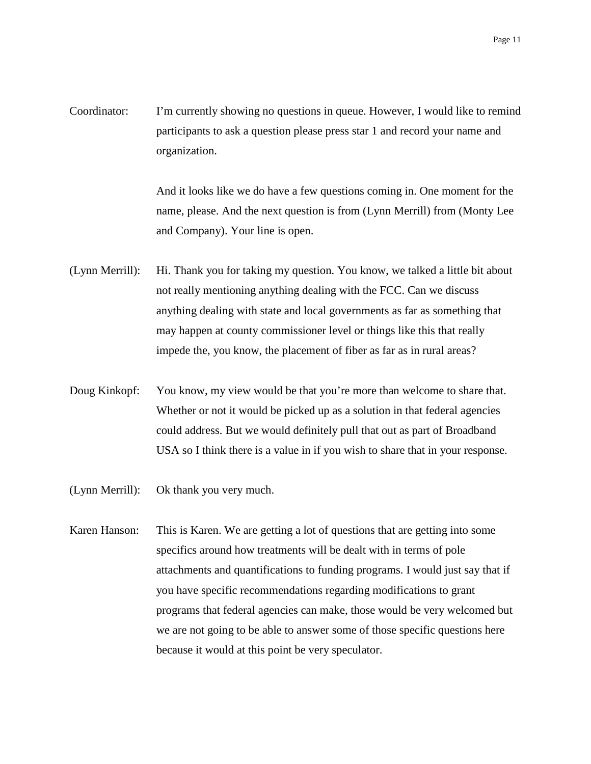Coordinator: I'm currently showing no questions in queue. However, I would like to remind participants to ask a question please press star 1 and record your name and organization.

And it looks like we do have a few questions coming in. One moment for the name, please. And the next question is from (Lynn Merrill) from (Monty Lee and Company). Your line is open.

(Lynn Merrill): Hi. Thank you for taking my question. You know, we talked a little bit about not really mentioning anything dealing with the FCC. Can we discuss anything dealing with state and local governments as far as something that may happen at county commissioner level or things like this that really impede the, you know, the placement of fiber as far as in rural areas?

Doug Kinkopf: You know, my view would be that you're more than welcome to share that. Whether or not it would be picked up as a solution in that federal agencies could address. But we would definitely pull that out as part of Broadband USA so I think there is a value in if you wish to share that in your response.

(Lynn Merrill): Ok thank you very much.

Karen Hanson: This is Karen. We are getting a lot of questions that are getting into some specifics around how treatments will be dealt with in terms of pole attachments and quantifications to funding programs. I would just say that if you have specific recommendations regarding modifications to grant programs that federal agencies can make, those would be very welcomed but we are not going to be able to answer some of those specific questions here because it would at this point be very speculator.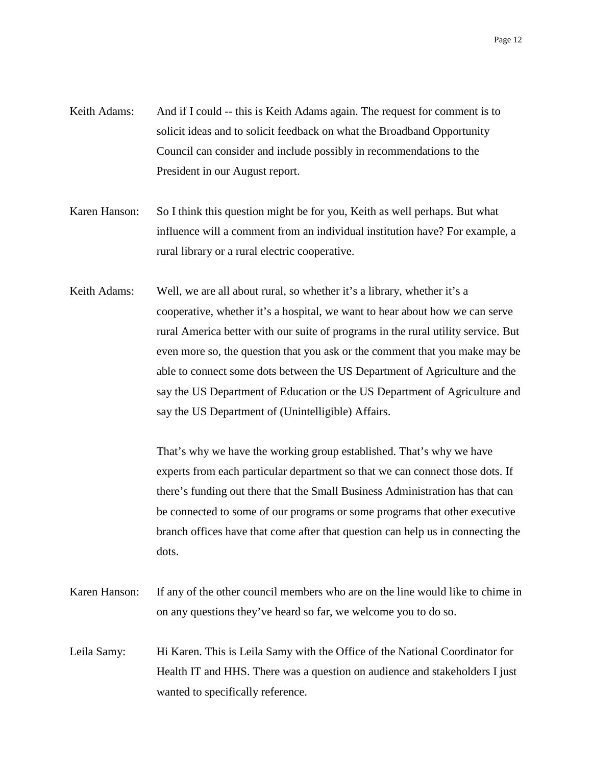Keith Adams: And if I could -- this is Keith Adams again. The request for comment is to solicit ideas and to solicit feedback on what the Broadband Opportunity Council can consider and include possibly in recommendations to the President in our August report.

Karen Hanson: So I think this question might be for you, Keith as well perhaps. But what influence will a comment from an individual institution have? For example, a rural library or a rural electric cooperative.

Keith Adams: Well, we are all about rural, so whether it's a library, whether it's a cooperative, whether it's a hospital, we want to hear about how we can serve rural America better with our suite of programs in the rural utility service. But even more so, the question that you ask or the comment that you make may be able to connect some dots between the US Department of Agriculture and the say the US Department of Education or the US Department of Agriculture and say the US Department of (Unintelligible) Affairs.

That's why we have the working group established. That's why we have experts from each particular department so that we can connect those dots. If there's funding out there that the Small Business Administration has that can be connected to some of our programs or some programs that other executive branch offices have that come after that question can help us in connecting the dots.

Karen Hanson: If any of the other council members who are on the line would like to chime in on any questions they've heard so far, we welcome you to do so.

Leila Samy: Hi Karen. This is Leila Samy with the Office of the National Coordinator for Health IT and HHS. There was a question on audience and stakeholders I just wanted to specifically reference.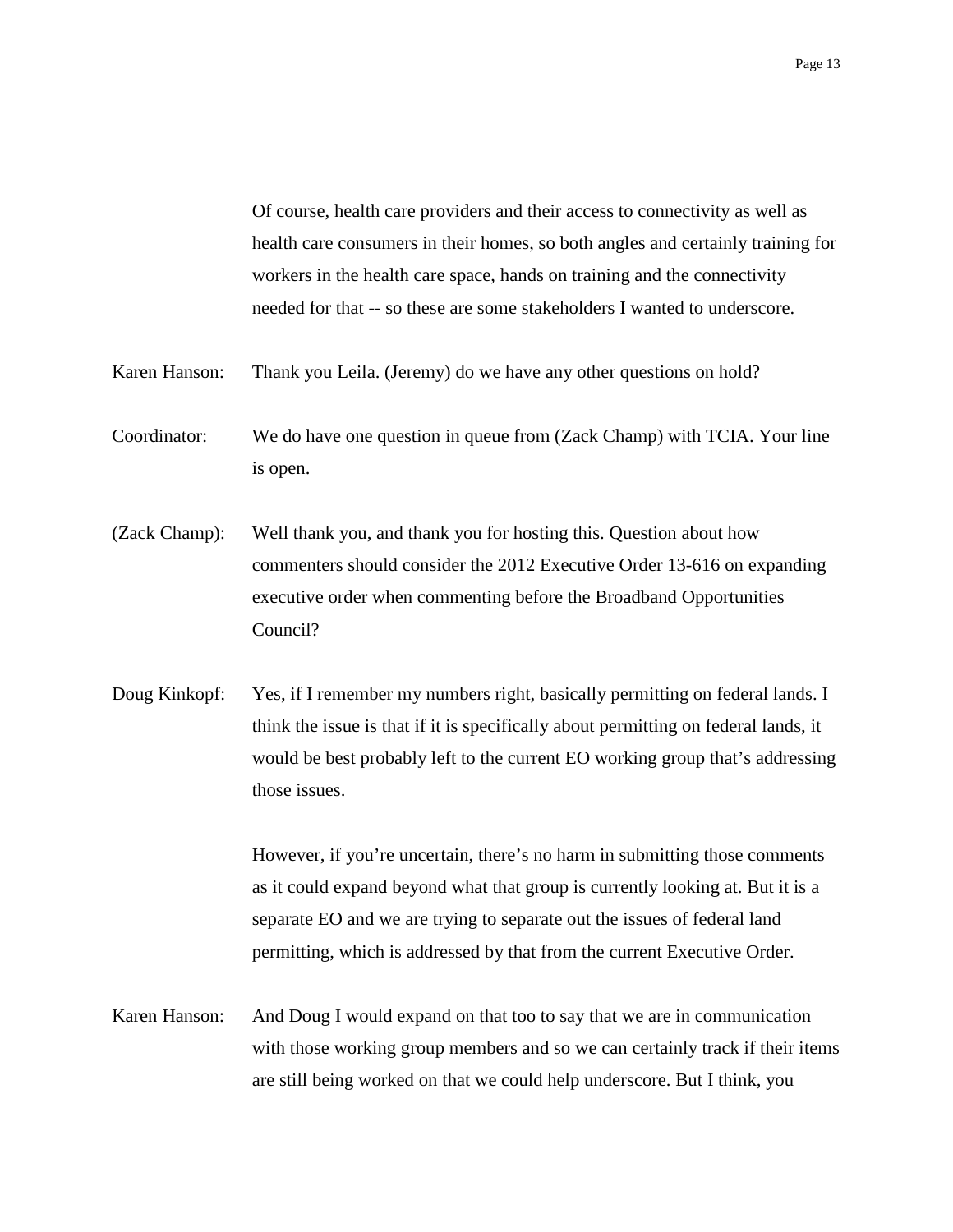Of course, health care providers and their access to connectivity as well as health care consumers in their homes, so both angles and certainly training for workers in the health care space, hands on training and the connectivity needed for that -- so these are some stakeholders I wanted to underscore.

Karen Hanson: Thank you Leila. (Jeremy) do we have any other questions on hold?

Coordinator: We do have one question in queue from (Zack Champ) with TCIA. Your line is open.

(Zack Champ): Well thank you, and thank you for hosting this. Question about how commenters should consider the 2012 Executive Order 13-616 on expanding executive order when commenting before the Broadband Opportunities Council?

Doug Kinkopf: Yes, if I remember my numbers right, basically permitting on federal lands. I think the issue is that if it is specifically about permitting on federal lands, it would be best probably left to the current EO working group that's addressing those issues.

However, if you're uncertain, there's no harm in submitting those comments as it could expand beyond what that group is currently looking at. But it is a separate EO and we are trying to separate out the issues of federal land permitting, which is addressed by that from the current Executive Order.

Karen Hanson: And Doug I would expand on that too to say that we are in communication with those working group members and so we can certainly track if their items are still being worked on that we could help underscore. But I think, you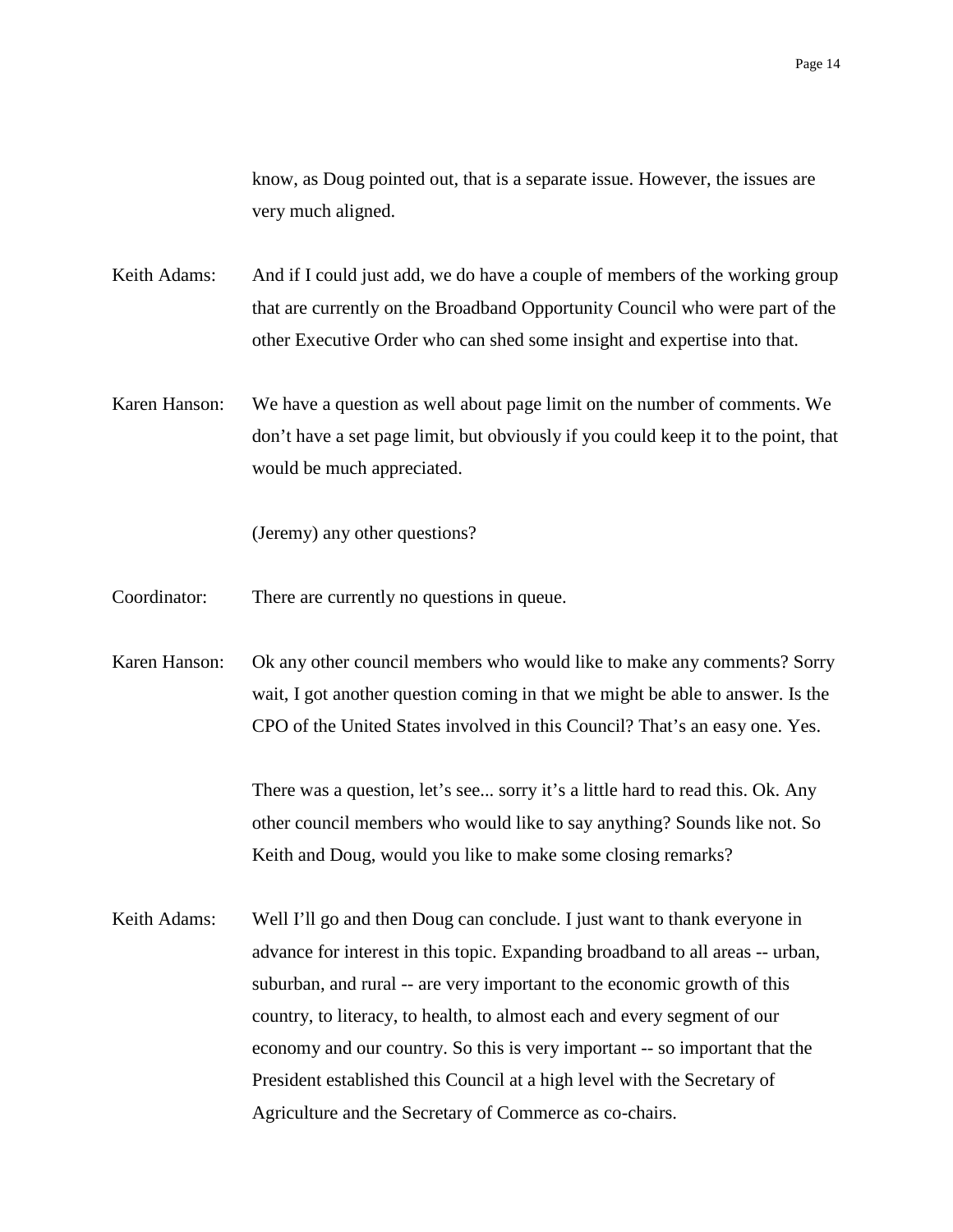know, as Doug pointed out, that is a separate issue. However, the issues are very much aligned.

Keith Adams: And if I could just add, we do have a couple of members of the working group that are currently on the Broadband Opportunity Council who were part of the other Executive Order who can shed some insight and expertise into that.

Karen Hanson: We have a question as well about page limit on the number of comments. We don't have a set page limit, but obviously if you could keep it to the point, that would be much appreciated.

(Jeremy) any other questions?

Coordinator: There are currently no questions in queue.

Karen Hanson: Ok any other council members who would like to make any comments? Sorry wait, I got another question coming in that we might be able to answer. Is the CPO of the United States involved in this Council? That's an easy one. Yes.

There was a question, let's see... sorry it's a little hard to read this. Ok. Any other council members who would like to say anything? Sounds like not. So Keith and Doug, would you like to make some closing remarks?

Keith Adams: Well I'll go and then Doug can conclude. I just want to thank everyone in advance for interest in this topic. Expanding broadband to all areas -- urban, suburban, and rural -- are very important to the economic growth of this country, to literacy, to health, to almost each and every segment of our economy and our country. So this is very important -- so important that the President established this Council at a high level with the Secretary of Agriculture and the Secretary of Commerce as co-chairs.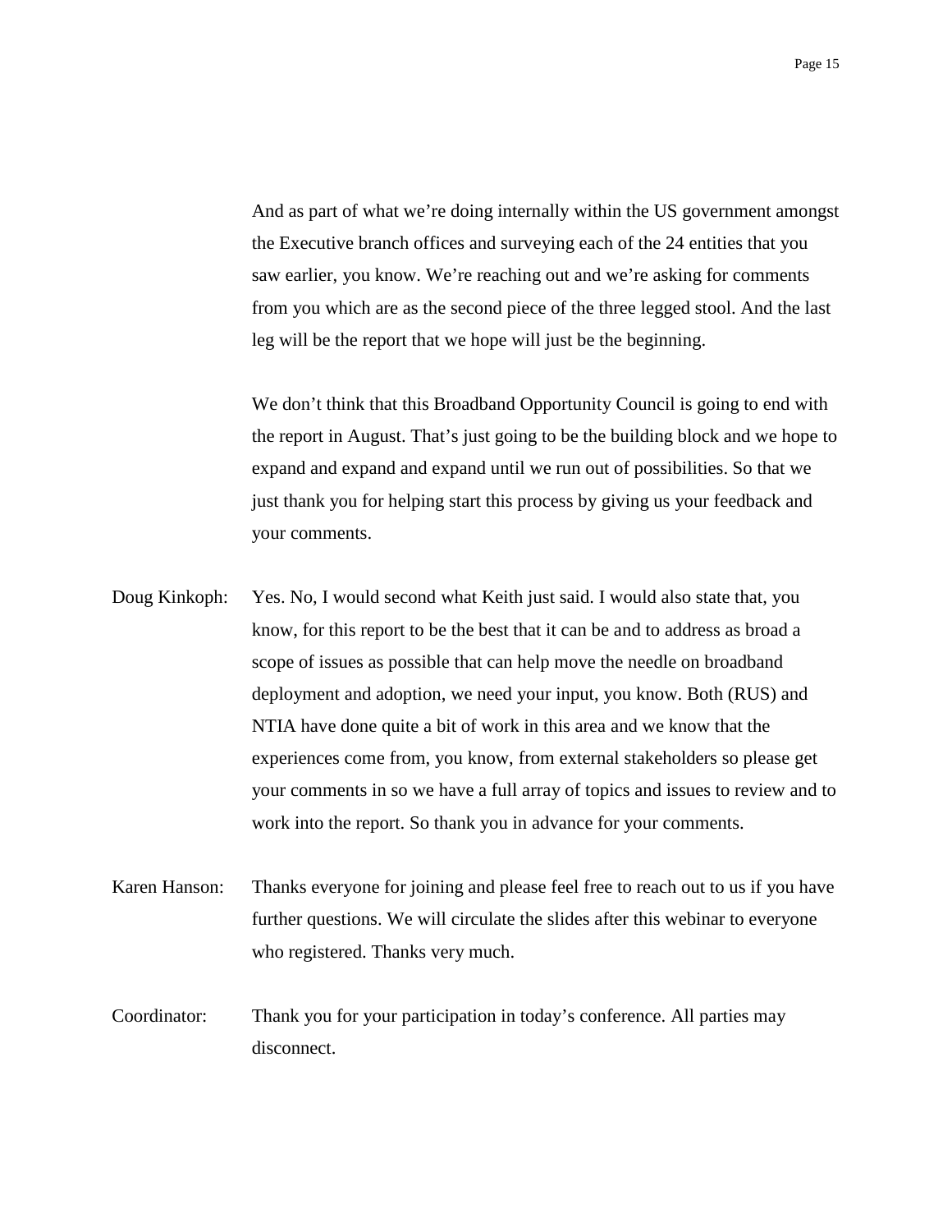And as part of what we're doing internally within the US government amongst the Executive branch offices and surveying each of the 24 entities that you saw earlier, you know. We're reaching out and we're asking for comments from you which are as the second piece of the three legged stool. And the last leg will be the report that we hope will just be the beginning.

We don't think that this Broadband Opportunity Council is going to end with the report in August. That's just going to be the building block and we hope to expand and expand and expand until we run out of possibilities. So that we just thank you for helping start this process by giving us your feedback and your comments.

Doug Kinkoph: Yes. No, I would second what Keith just said. I would also state that, you know, for this report to be the best that it can be and to address as broad a scope of issues as possible that can help move the needle on broadband deployment and adoption, we need your input, you know. Both (RUS) and NTIA have done quite a bit of work in this area and we know that the experiences come from, you know, from external stakeholders so please get your comments in so we have a full array of topics and issues to review and to work into the report. So thank you in advance for your comments.

Karen Hanson: Thanks everyone for joining and please feel free to reach out to us if you have further questions. We will circulate the slides after this webinar to everyone who registered. Thanks very much.

Coordinator: Thank you for your participation in today's conference. All parties may disconnect.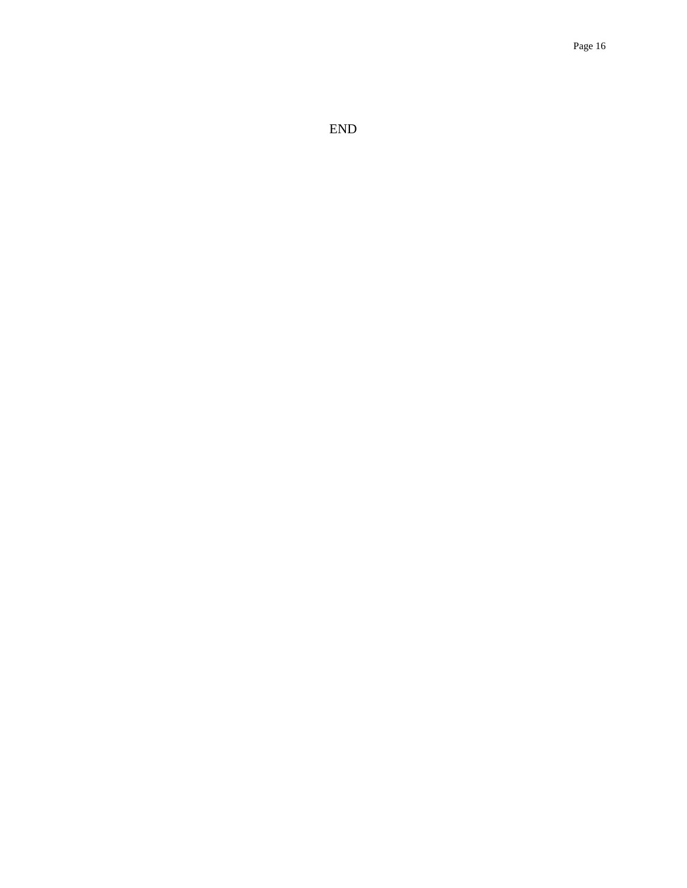END